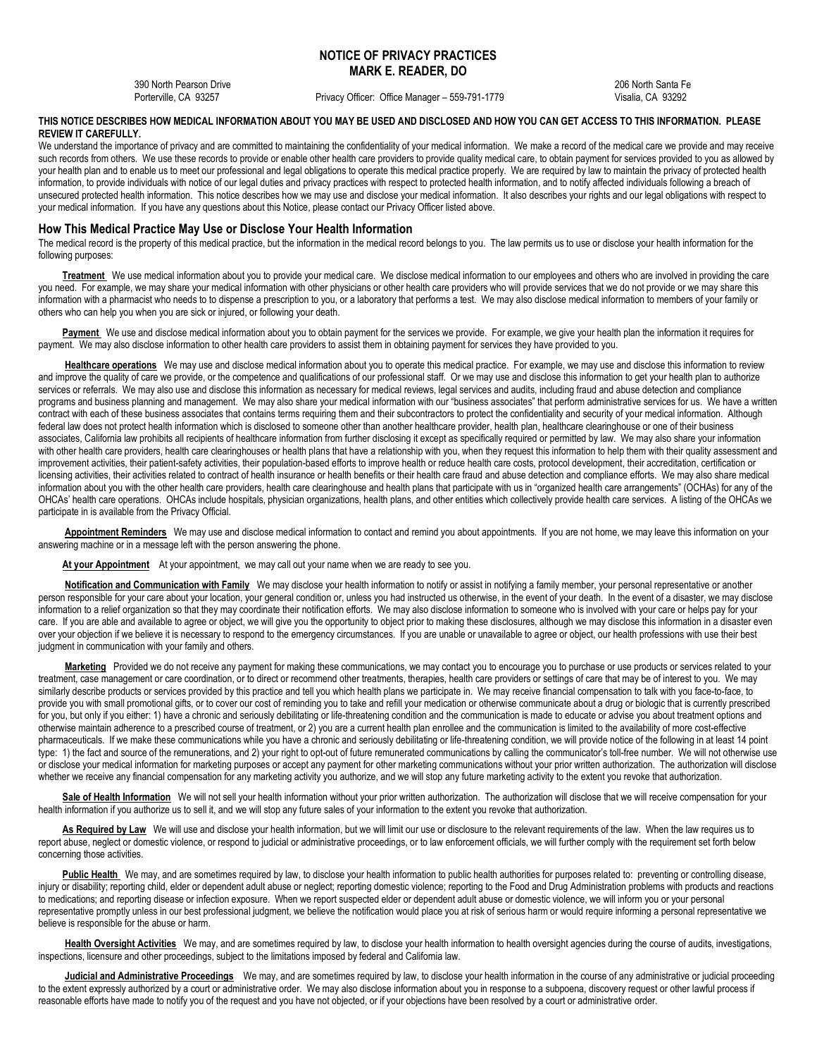# NOTICE OF PRIVACY PRACTICES
## MARK E. READER, DO

390 North Pearson Drive
Porterville, CA 93257

Privacy Officer: Office Manager – 559-791-1779

206 North Santa Fe
Visalia, CA 93292

**THIS NOTICE DESCRIBES HOW MEDICAL INFORMATION ABOUT YOU MAY BE USED AND DISCLOSED AND HOW YOU CAN GET ACCESS TO THIS INFORMATION. PLEASE REVIEW IT CAREFULLY.**

We understand the importance of privacy and are committed to maintaining the confidentiality of your medical information. We make a record of the medical care we provide and may receive such records from others. We use these records to provide or enable other health care providers to provide quality medical care, to obtain payment for services provided to you as allowed by your health plan and to enable us to meet our professional and legal obligations to operate this medical practice properly. We are required by law to maintain the privacy of protected health information, to provide individuals with notice of our legal duties and privacy practices with respect to protected health information, and to notify affected individuals following a breach of unsecured protected health information. This notice describes how we may use and disclose your medical information. It also describes your rights and our legal obligations with respect to your medical information. If you have any questions about this Notice, please contact our Privacy Officer listed above.

## How This Medical Practice May Use or Disclose Your Health Information

The medical record is the property of this medical practice, but the information in the medical record belongs to you. The law permits us to use or disclose your health information for the following purposes:

**Treatment** We use medical information about you to provide your medical care. We disclose medical information to our employees and others who are involved in providing the care you need. For example, we may share your medical information with other physicians or other health care providers who will provide services that we do not provide or we may share this information with a pharmacist who needs to to dispense a prescription to you, or a laboratory that performs a test. We may also disclose medical information to members of your family or others who can help you when you are sick or injured, or following your death.

**Payment** We use and disclose medical information about you to obtain payment for the services we provide. For example, we give your health plan the information it requires for payment. We may also disclose information to other health care providers to assist them in obtaining payment for services they have provided to you.

**Healthcare operations** We may use and disclose medical information about you to operate this medical practice. For example, we may use and disclose this information to review and improve the quality of care we provide, or the competence and qualifications of our professional staff. Or we may use and disclose this information to get your health plan to authorize services or referrals. We may also use and disclose this information as necessary for medical reviews, legal services and audits, including fraud and abuse detection and compliance programs and business planning and management. We may also share your medical information with our "business associates" that perform administrative services for us. We have a written contract with each of these business associates that contains terms requiring them and their subcontractors to protect the confidentiality and security of your medical information. Although federal law does not protect health information which is disclosed to someone other than another healthcare provider, health plan, healthcare clearinghouse or one of their business associates, California law prohibits all recipients of healthcare information from further disclosing it except as specifically required or permitted by law. We may also share your information with other health care providers, health care clearinghouses or health plans that have a relationship with you, when they request this information to help them with their quality assessment and improvement activities, their patient-safety activities, their population-based efforts to improve health or reduce health care costs, protocol development, their accreditation, certification or licensing activities, their activities related to contract of health insurance or health benefits or their health care fraud and abuse detection and compliance efforts. We may also share medical information about you with the other health care providers, health care clearinghouse and health plans that participate with us in "organized health care arrangements" (OCHAs) for any of the OHCAs' health care operations. OHCAs include hospitals, physician organizations, health plans, and other entities which collectively provide health care services. A listing of the OHCAs we participate in is available from the Privacy Official.

**Appointment Reminders** We may use and disclose medical information to contact and remind you about appointments. If you are not home, we may leave this information on your answering machine or in a message left with the person answering the phone.

**At your Appointment** At your appointment, we may call out your name when we are ready to see you.

**Notification and Communication with Family** We may disclose your health information to notify or assist in notifying a family member, your personal representative or another person responsible for your care about your location, your general condition or, unless you had instructed us otherwise, in the event of your death. In the event of a disaster, we may disclose information to a relief organization so that they may coordinate their notification efforts. We may also disclose information to someone who is involved with your care or helps pay for your care. If you are able and available to agree or object, we will give you the opportunity to object prior to making these disclosures, although we may disclose this information in a disaster even over your objection if we believe it is necessary to respond to the emergency circumstances. If you are unable or unavailable to agree or object, our health professions with use their best judgment in communication with your family and others.

**Marketing** Provided we do not receive any payment for making these communications, we may contact you to encourage you to purchase or use products or services related to your treatment, case management or care coordination, or to direct or recommend other treatments, therapies, health care providers or settings of care that may be of interest to you. We may similarly describe products or services provided by this practice and tell you which health plans we participate in. We may receive financial compensation to talk with you face-to-face, to provide you with small promotional gifts, or to cover our cost of reminding you to take and refill your medication or otherwise communicate about a drug or biologic that is currently prescribed for you, but only if you either: 1) have a chronic and seriously debilitating or life-threatening condition and the communication is made to educate or advise you about treatment options and otherwise maintain adherence to a prescribed course of treatment, or 2) you are a current health plan enrollee and the communication is limited to the availability of more cost-effective pharmaceuticals. If we make these communications while you have a chronic and seriously debilitating or life-threatening condition, we will provide notice of the following in at least 14 point type: 1) the fact and source of the remunerations, and 2) your right to opt-out of future remunerated communications by calling the communicator's toll-free number. We will not otherwise use or disclose your medical information for marketing purposes or accept any payment for other marketing communications without your prior written authorization. The authorization will disclose whether we receive any financial compensation for any marketing activity you authorize, and we will stop any future marketing activity to the extent you revoke that authorization.

**Sale of Health Information** We will not sell your health information without your prior written authorization. The authorization will disclose that we will receive compensation for your health information if you authorize us to sell it, and we will stop any future sales of your information to the extent you revoke that authorization.

**As Required by Law** We will use and disclose your health information, but we will limit our use or disclosure to the relevant requirements of the law. When the law requires us to report abuse, neglect or domestic violence, or respond to judicial or administrative proceedings, or to law enforcement officials, we will further comply with the requirement set forth below concerning those activities.

**Public Health** We may, and are sometimes required by law, to disclose your health information to public health authorities for purposes related to: preventing or controlling disease, injury or disability; reporting child, elder or dependent adult abuse or neglect; reporting domestic violence; reporting to the Food and Drug Administration problems with products and reactions to medications; and reporting disease or infection exposure. When we report suspected elder or dependent adult abuse or domestic violence, we will inform you or your personal representative promptly unless in our best professional judgment, we believe the notification would place you at risk of serious harm or would require informing a personal representative we believe is responsible for the abuse or harm.

**Health Oversight Activities** We may, and are sometimes required by law, to disclose your health information to health oversight agencies during the course of audits, investigations, inspections, licensure and other proceedings, subject to the limitations imposed by federal and California law.

**Judicial and Administrative Proceedings** We may, and are sometimes required by law, to disclose your health information in the course of any administrative or judicial proceeding to the extent expressly authorized by a court or administrative order. We may also disclose information about you in response to a subpoena, discovery request or other lawful process if reasonable efforts have made to notify you of the request and you have not objected, or if your objections have been resolved by a court or administrative order.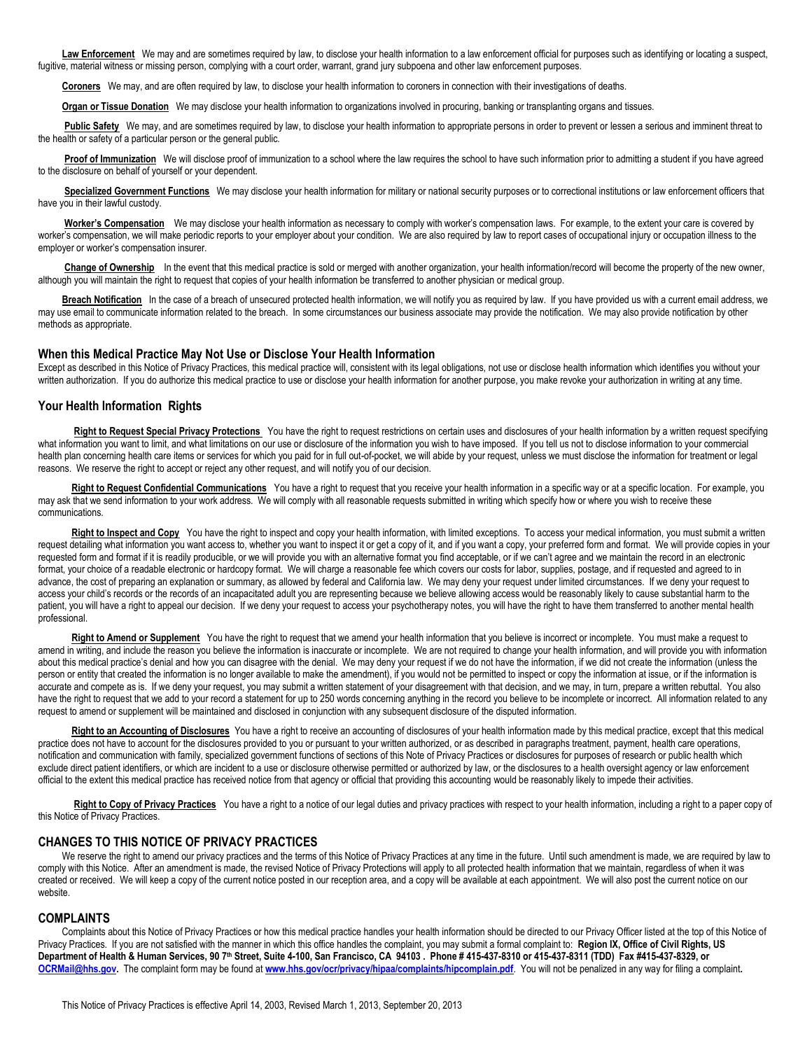**Law Enforcement** We may and are sometimes required by law, to disclose your health information to a law enforcement official for purposes such as identifying or locating a suspect, fugitive, material witness or missing person, complying with a court order, warrant, grand jury subpoena and other law enforcement purposes.

**Coroners** We may, and are often required by law, to disclose your health information to coroners in connection with their investigations of deaths.

**Organ or Tissue Donation** We may disclose your health information to organizations involved in procuring, banking or transplanting organs and tissues.

**Public Safety** We may, and are sometimes required by law, to disclose your health information to appropriate persons in order to prevent or lessen a serious and imminent threat to the health or safety of a particular person or the general public.

**Proof of Immunization** We will disclose proof of immunization to a school where the law requires the school to have such information prior to admitting a student if you have agreed to the disclosure on behalf of yourself or your dependent.

**Specialized Government Functions** We may disclose your health information for military or national security purposes or to correctional institutions or law enforcement officers that have you in their lawful custody.

**Worker's Compensation** We may disclose your health information as necessary to comply with worker's compensation laws. For example, to the extent your care is covered by worker's compensation, we will make periodic reports to your employer about your condition. We are also required by law to report cases of occupational injury or occupation illness to the employer or worker's compensation insurer.

**Change of Ownership** In the event that this medical practice is sold or merged with another organization, your health information/record will become the property of the new owner, although you will maintain the right to request that copies of your health information be transferred to another physician or medical group.

**Breach Notification** In the case of a breach of unsecured protected health information, we will notify you as required by law. If you have provided us with a current email address, we may use email to communicate information related to the breach. In some circumstances our business associate may provide the notification. We may also provide notification by other methods as appropriate.

## When this Medical Practice May Not Use or Disclose Your Health Information

Except as described in this Notice of Privacy Practices, this medical practice will, consistent with its legal obligations, not use or disclose health information which identifies you without your written authorization. If you do authorize this medical practice to use or disclose your health information for another purpose, you make revoke your authorization in writing at any time.

## Your Health Information Rights

**Right to Request Special Privacy Protections** You have the right to request restrictions on certain uses and disclosures of your health information by a written request specifying what information you want to limit, and what limitations on our use or disclosure of the information you wish to have imposed. If you tell us not to disclose information to your commercial health plan concerning health care items or services for which you paid for in full out-of-pocket, we will abide by your request, unless we must disclose the information for treatment or legal reasons. We reserve the right to accept or reject any other request, and will notify you of our decision.

**Right to Request Confidential Communications** You have a right to request that you receive your health information in a specific way or at a specific location. For example, you may ask that we send information to your work address. We will comply with all reasonable requests submitted in writing which specify how or where you wish to receive these communications.

**Right to Inspect and Copy** You have the right to inspect and copy your health information, with limited exceptions. To access your medical information, you must submit a written request detailing what information you want access to, whether you want to inspect it or get a copy of it, and if you want a copy, your preferred form and format. We will provide copies in your requested form and format if it is readily producible, or we will provide you with an alternative format you find acceptable, or if we can't agree and we maintain the record in an electronic format, your choice of a readable electronic or hardcopy format. We will charge a reasonable fee which covers our costs for labor, supplies, postage, and if requested and agreed to in advance, the cost of preparing an explanation or summary, as allowed by federal and California law. We may deny your request under limited circumstances. If we deny your request to access your child's records or the records of an incapacitated adult you are representing because we believe allowing access would be reasonably likely to cause substantial harm to the patient, you will have a right to appeal our decision. If we deny your request to access your psychotherapy notes, you will have the right to have them transferred to another mental health professional.

**Right to Amend or Supplement** You have the right to request that we amend your health information that you believe is incorrect or incomplete. You must make a request to amend in writing, and include the reason you believe the information is inaccurate or incomplete. We are not required to change your health information, and will provide you with information about this medical practice's denial and how you can disagree with the denial. We may deny your request if we do not have the information, if we did not create the information (unless the person or entity that created the information is no longer available to make the amendment), if you would not be permitted to inspect or copy the information at issue, or if the information is accurate and compete as is. If we deny your request, you may submit a written statement of your disagreement with that decision, and we may, in turn, prepare a written rebuttal. You also have the right to request that we add to your record a statement for up to 250 words concerning anything in the record you believe to be incomplete or incorrect. All information related to any request to amend or supplement will be maintained and disclosed in conjunction with any subsequent disclosure of the disputed information.

**Right to an Accounting of Disclosures** You have a right to receive an accounting of disclosures of your health information made by this medical practice, except that this medical practice does not have to account for the disclosures provided to you or pursuant to your written authorized, or as described in paragraphs treatment, payment, health care operations, notification and communication with family, specialized government functions of sections of this Note of Privacy Practices or disclosures for purposes of research or public health which exclude direct patient identifiers, or which are incident to a use or disclosure otherwise permitted or authorized by law, or the disclosures to a health oversight agency or law enforcement official to the extent this medical practice has received notice from that agency or official that providing this accounting would be reasonably likely to impede their activities.

**Right to Copy of Privacy Practices** You have a right to a notice of our legal duties and privacy practices with respect to your health information, including a right to a paper copy of this Notice of Privacy Practices.

## CHANGES TO THIS NOTICE OF PRIVACY PRACTICES

We reserve the right to amend our privacy practices and the terms of this Notice of Privacy Practices at any time in the future. Until such amendment is made, we are required by law to comply with this Notice. After an amendment is made, the revised Notice of Privacy Protections will apply to all protected health information that we maintain, regardless of when it was created or received. We will keep a copy of the current notice posted in our reception area, and a copy will be available at each appointment. We will also post the current notice on our website.

## COMPLAINTS

Complaints about this Notice of Privacy Practices or how this medical practice handles your health information should be directed to our Privacy Officer listed at the top of this Notice of Privacy Practices. If you are not satisfied with the manner in which this office handles the complaint, you may submit a formal complaint to: **Region IX, Office of Civil Rights, US Department of Health & Human Services, 90 7th Street, Suite 4-100, San Francisco, CA 94103 . Phone # 415-437-8310 or 415-437-8311 (TDD) Fax #415-437-8329, or OCRMail@hhs.gov.** The complaint form may be found at **www.hhs.gov/ocr/privacy/hipaa/complaints/hipcomplain.pdf**. You will not be penalized in any way for filing a complaint**.**

This Notice of Privacy Practices is effective April 14, 2003, Revised March 1, 2013, September 20, 2013